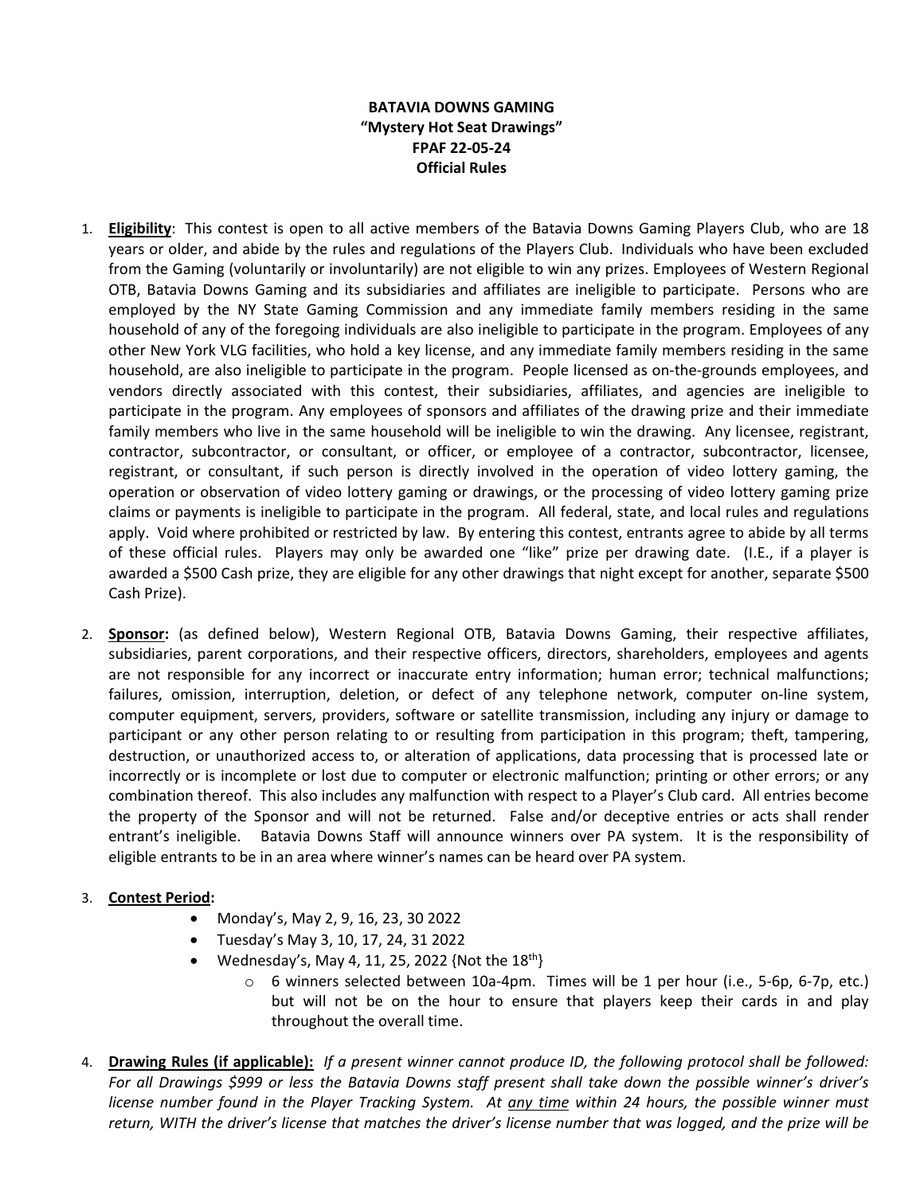**BATAVIA DOWNS GAMING**
**"Mystery Hot Seat Drawings"**
**FPAF 22-05-24**
**Official Rules**

1. **<u>Eligibility</u>**: This contest is open to all active members of the Batavia Downs Gaming Players Club, who are 18 years or older, and abide by the rules and regulations of the Players Club. Individuals who have been excluded from the Gaming (voluntarily or involuntarily) are not eligible to win any prizes. Employees of Western Regional OTB, Batavia Downs Gaming and its subsidiaries and affiliates are ineligible to participate. Persons who are employed by the NY State Gaming Commission and any immediate family members residing in the same household of any of the foregoing individuals are also ineligible to participate in the program. Employees of any other New York VLG facilities, who hold a key license, and any immediate family members residing in the same household, are also ineligible to participate in the program. People licensed as on-the-grounds employees, and vendors directly associated with this contest, their subsidiaries, affiliates, and agencies are ineligible to participate in the program. Any employees of sponsors and affiliates of the drawing prize and their immediate family members who live in the same household will be ineligible to win the drawing. Any licensee, registrant, contractor, subcontractor, or consultant, or officer, or employee of a contractor, subcontractor, licensee, registrant, or consultant, if such person is directly involved in the operation of video lottery gaming, the operation or observation of video lottery gaming or drawings, or the processing of video lottery gaming prize claims or payments is ineligible to participate in the program. All federal, state, and local rules and regulations apply. Void where prohibited or restricted by law. By entering this contest, entrants agree to abide by all terms of these official rules. Players may only be awarded one "like" prize per drawing date. (I.E., if a player is awarded a $500 Cash prize, they are eligible for any other drawings that night except for another, separate $500 Cash Prize).

2. **<u>Sponsor:</u>** (as defined below), Western Regional OTB, Batavia Downs Gaming, their respective affiliates, subsidiaries, parent corporations, and their respective officers, directors, shareholders, employees and agents are not responsible for any incorrect or inaccurate entry information; human error; technical malfunctions; failures, omission, interruption, deletion, or defect of any telephone network, computer on-line system, computer equipment, servers, providers, software or satellite transmission, including any injury or damage to participant or any other person relating to or resulting from participation in this program; theft, tampering, destruction, or unauthorized access to, or alteration of applications, data processing that is processed late or incorrectly or is incomplete or lost due to computer or electronic malfunction; printing or other errors; or any combination thereof. This also includes any malfunction with respect to a Player's Club card. All entries become the property of the Sponsor and will not be returned. False and/or deceptive entries or acts shall render entrant's ineligible. Batavia Downs Staff will announce winners over PA system. It is the responsibility of eligible entrants to be in an area where winner's names can be heard over PA system.

3. **<u>Contest Period</u>:**
   - Monday's, May 2, 9, 16, 23, 30 2022
   - Tuesday's May 3, 10, 17, 24, 31 2022
   - Wednesday's, May 4, 11, 25, 2022 {Not the 18th}
     - 6 winners selected between 10a-4pm. Times will be 1 per hour (i.e., 5-6p, 6-7p, etc.) but will not be on the hour to ensure that players keep their cards in and play throughout the overall time.

4. **<u>Drawing Rules (if applicable):</u>** *If a present winner cannot produce ID, the following protocol shall be followed: For all Drawings $999 or less the Batavia Downs staff present shall take down the possible winner's driver's license number found in the Player Tracking System. At <u>any time</u> within 24 hours, the possible winner must return, WITH the driver's license that matches the driver's license number that was logged, and the prize will be*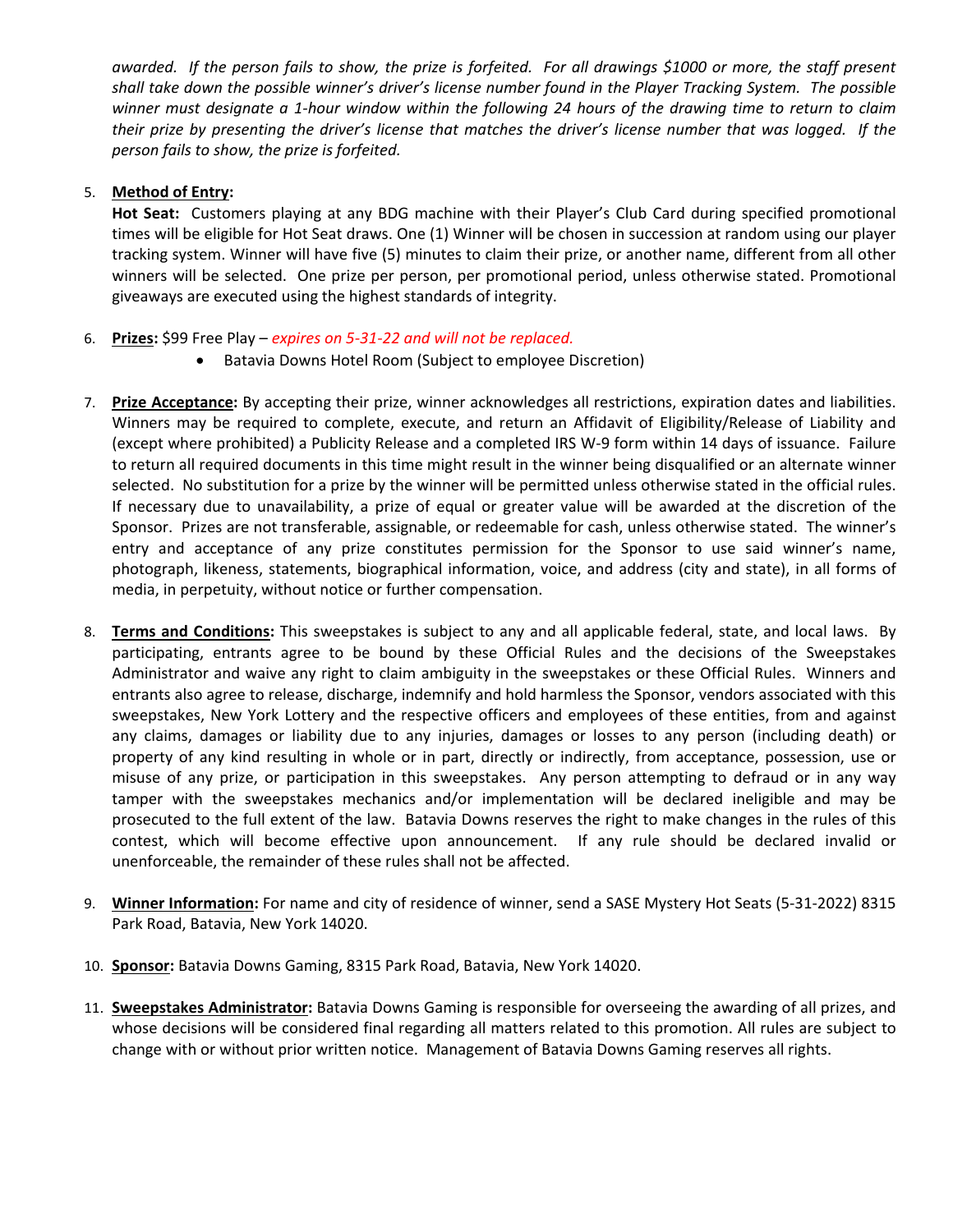*awarded. If the person fails to show, the prize is forfeited. For all drawings $1000 or more, the staff present shall take down the possible winner's driver's license number found in the Player Tracking System. The possible winner must designate a 1-hour window within the following 24 hours of the drawing time to return to claim their prize by presenting the driver's license that matches the driver's license number that was logged. If the person fails to show, the prize is forfeited.*

5. **Method of Entry:**
   **Hot Seat:** Customers playing at any BDG machine with their Player's Club Card during specified promotional times will be eligible for Hot Seat draws. One (1) Winner will be chosen in succession at random using our player tracking system. Winner will have five (5) minutes to claim their prize, or another name, different from all other winners will be selected. One prize per person, per promotional period, unless otherwise stated. Promotional giveaways are executed using the highest standards of integrity.

6. **Prizes:** $99 Free Play – *expires on 5-31-22 and will not be replaced.*
   - Batavia Downs Hotel Room (Subject to employee Discretion)

7. **Prize Acceptance:** By accepting their prize, winner acknowledges all restrictions, expiration dates and liabilities. Winners may be required to complete, execute, and return an Affidavit of Eligibility/Release of Liability and (except where prohibited) a Publicity Release and a completed IRS W-9 form within 14 days of issuance. Failure to return all required documents in this time might result in the winner being disqualified or an alternate winner selected. No substitution for a prize by the winner will be permitted unless otherwise stated in the official rules. If necessary due to unavailability, a prize of equal or greater value will be awarded at the discretion of the Sponsor. Prizes are not transferable, assignable, or redeemable for cash, unless otherwise stated. The winner's entry and acceptance of any prize constitutes permission for the Sponsor to use said winner's name, photograph, likeness, statements, biographical information, voice, and address (city and state), in all forms of media, in perpetuity, without notice or further compensation.

8. **Terms and Conditions:** This sweepstakes is subject to any and all applicable federal, state, and local laws. By participating, entrants agree to be bound by these Official Rules and the decisions of the Sweepstakes Administrator and waive any right to claim ambiguity in the sweepstakes or these Official Rules. Winners and entrants also agree to release, discharge, indemnify and hold harmless the Sponsor, vendors associated with this sweepstakes, New York Lottery and the respective officers and employees of these entities, from and against any claims, damages or liability due to any injuries, damages or losses to any person (including death) or property of any kind resulting in whole or in part, directly or indirectly, from acceptance, possession, use or misuse of any prize, or participation in this sweepstakes. Any person attempting to defraud or in any way tamper with the sweepstakes mechanics and/or implementation will be declared ineligible and may be prosecuted to the full extent of the law. Batavia Downs reserves the right to make changes in the rules of this contest, which will become effective upon announcement. If any rule should be declared invalid or unenforceable, the remainder of these rules shall not be affected.

9. **Winner Information:** For name and city of residence of winner, send a SASE Mystery Hot Seats (5-31-2022) 8315 Park Road, Batavia, New York 14020.

10. **Sponsor:** Batavia Downs Gaming, 8315 Park Road, Batavia, New York 14020.

11. **Sweepstakes Administrator:** Batavia Downs Gaming is responsible for overseeing the awarding of all prizes, and whose decisions will be considered final regarding all matters related to this promotion. All rules are subject to change with or without prior written notice. Management of Batavia Downs Gaming reserves all rights.